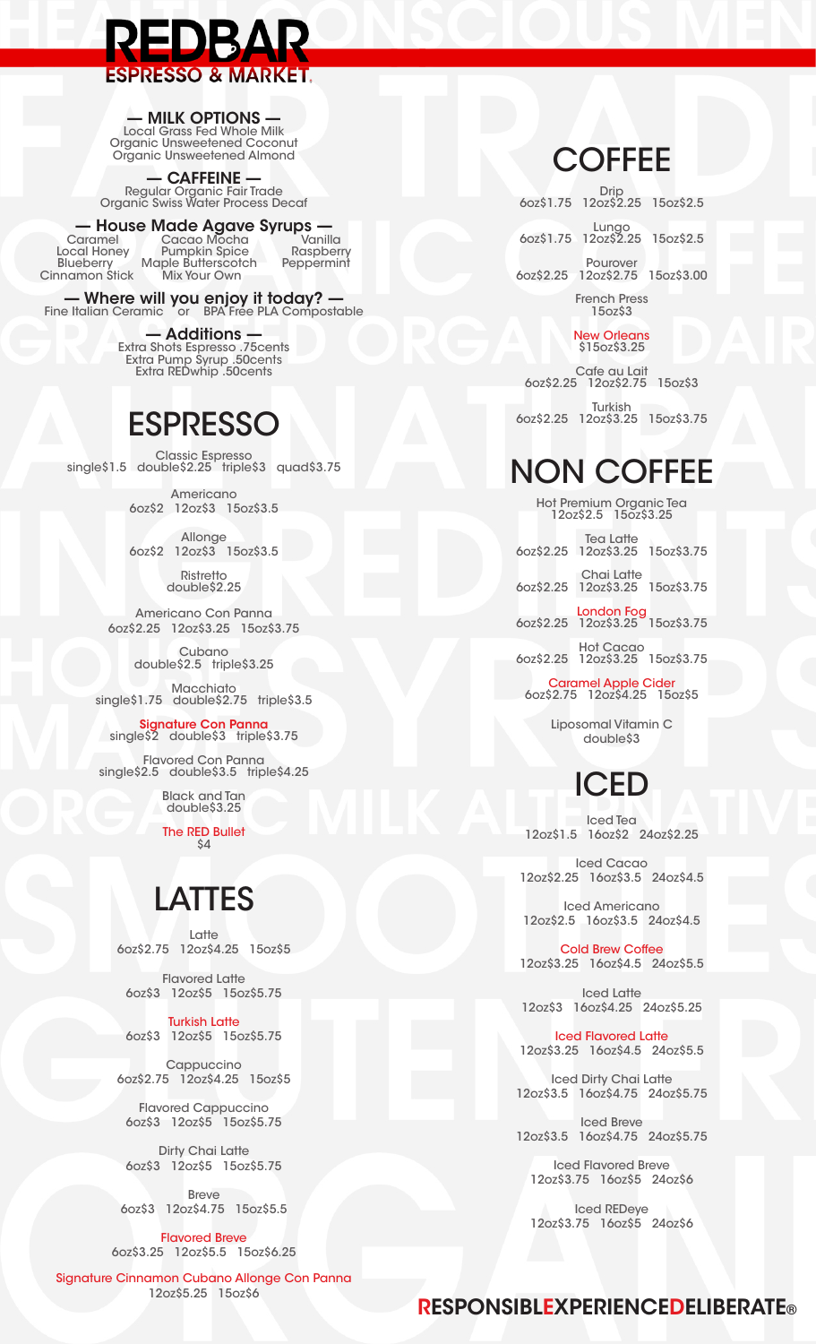# REDBAR
## ESPRESSO & MARKET

**— MILK OPTIONS —**
Local Grass Fed Whole Milk
Organic Unsweetened Coconut
Organic Unsweetened Almond

**— CAFFEINE —**
Regular Organic Fair Trade
Organic Swiss Water Process Decaf

**— House Made Agave Syrups —**
Caramel · Cacao Mocha · Vanilla
Local Honey · Pumpkin Spice · Raspberry
Blueberry · Maple Butterscotch · Peppermint
Cinnamon Stick · Mix Your Own

**— Where will you enjoy it today? —**
Fine Italian Ceramic or BPA Free PLA Compostable

**— Additions —**
Extra Shots Espresso .75cents
Extra Pump Syrup .50cents
Extra REDwhip .50cents

## ESPRESSO

Classic Espresso
single$1.5 double$2.25 triple$3 quad$3.75

Americano
6oz$2 12oz$3 15oz$3.5

Allonge
6oz$2 12oz$3 15oz$3.5

Ristretto
double$2.25

Americano Con Panna
6oz$2.25 12oz$3.25 15oz$3.75

Cubano
double$2.5 triple$3.25

Macchiato
single$1.75 double$2.75 triple$3.5

Signature Con Panna
single$2 double$3 triple$3.75

Flavored Con Panna
single$2.5 double$3.5 triple$4.25

Black and Tan
double$3.25

The RED Bullet
$4

## LATTES

Latte
6oz$2.75 12oz$4.25 15oz$5

Flavored Latte
6oz$3 12oz$5 15oz$5.75

Turkish Latte
6oz$3 12oz$5 15oz$5.75

Cappuccino
6oz$2.75 12oz$4.25 15oz$5

Flavored Cappuccino
6oz$3 12oz$5 15oz$5.75

Dirty Chai Latte
6oz$3 12oz$5 15oz$5.75

Breve
6oz$3 12oz$4.75 15oz$5.5

Flavored Breve
6oz$3.25 12oz$5.5 15oz$6.25

Signature Cinnamon Cubano Allonge Con Panna
12oz$5.25 15oz$6

## COFFEE

Drip
6oz$1.75 12oz$2.25 15oz$2.5

Lungo
6oz$1.75 12oz$2.25 15oz$2.5

Pourover
6oz$2.25 12oz$2.75 15oz$3.00

French Press
15oz$3

New Orleans
$15oz$3.25

Cafe au Lait
6oz$2.25 12oz$2.75 15oz$3

Turkish
6oz$2.25 12oz$3.25 15oz$3.75

## NON COFFEE

Hot Premium Organic Tea
12oz$2.5 15oz$3.25

Tea Latte
6oz$2.25 12oz$3.25 15oz$3.75

Chai Latte
6oz$2.25 12oz$3.25 15oz$3.75

London Fog
6oz$2.25 12oz$3.25 15oz$3.75

Hot Cacao
6oz$2.25 12oz$3.25 15oz$3.75

Caramel Apple Cider
6oz$2.75 12oz$4.25 15oz$5

Liposomal Vitamin C
double$3

## ICED

Iced Tea
12oz$1.5 16oz$2 24oz$2.25

Iced Cacao
12oz$2.25 16oz$3.5 24oz$4.5

Iced Americano
12oz$2.5 16oz$3.5 24oz$4.5

Cold Brew Coffee
12oz$3.25 16oz$4.5 24oz$5.5

Iced Latte
12oz$3 16oz$4.25 24oz$5.25

Iced Flavored Latte
12oz$3.25 16oz$4.5 24oz$5.5

Iced Dirty Chai Latte
12oz$3.5 16oz$4.75 24oz$5.75

Iced Breve
12oz$3.5 16oz$4.75 24oz$5.75

Iced Flavored Breve
12oz$3.75 16oz$5 24oz$6

Iced REDeye
12oz$3.75 16oz$5 24oz$6

**RESPONSIBLEEXPERIENCEDELIBERATE®**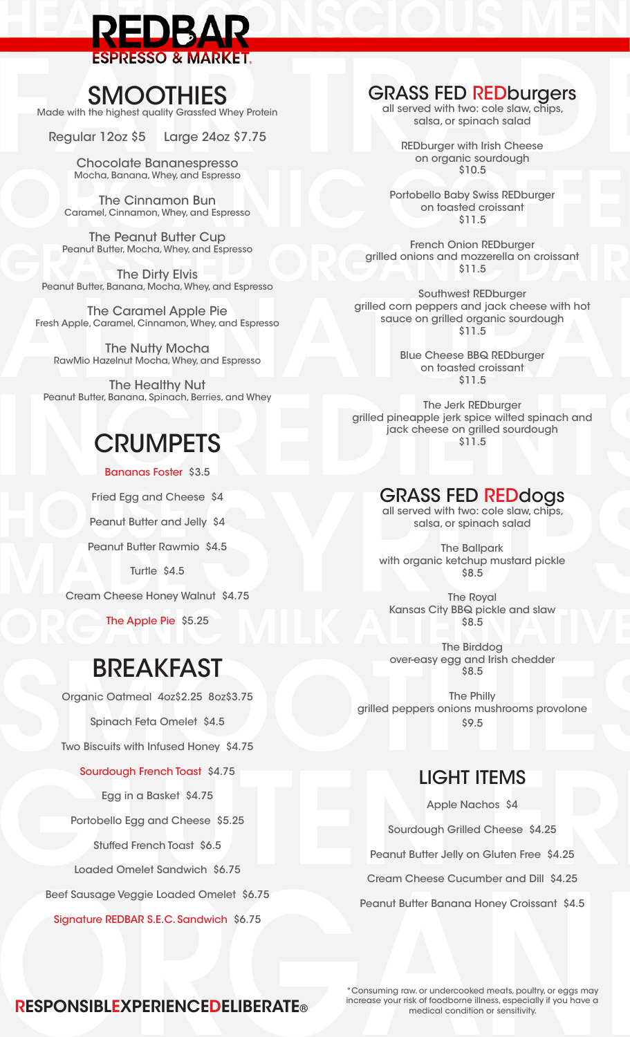# REDBAR ESPRESSO & MARKET.

## SMOOTHIES

Made with the highest quality Grassfed Whey Protein

Regular 12oz $5    Large 24oz $7.75

Chocolate Bananespresso
Mocha, Banana, Whey, and Espresso

The Cinnamon Bun
Caramel, Cinnamon, Whey, and Espresso

The Peanut Butter Cup
Peanut Butter, Mocha, Whey, and Espresso

The Dirty Elvis
Peanut Butter, Banana, Mocha, Whey, and Espresso

The Caramel Apple Pie
Fresh Apple, Caramel, Cinnamon, Whey, and Espresso

The Nutty Mocha
RawMio Hazelnut Mocha, Whey, and Espresso

The Healthy Nut
Peanut Butter, Banana, Spinach, Berries, and Whey

## CRUMPETS

Bananas Foster $3.5

Fried Egg and Cheese $4

Peanut Butter and Jelly $4

Peanut Butter Rawmio $4.5

Turtle $4.5

Cream Cheese Honey Walnut $4.75

The Apple Pie $5.25

## BREAKFAST

Organic Oatmeal 4oz$2.25 8oz$3.75

Spinach Feta Omelet $4.5

Two Biscuits with Infused Honey $4.75

Sourdough French Toast $4.75

Egg in a Basket $4.75

Portobello Egg and Cheese $5.25

Stuffed French Toast $6.5

Loaded Omelet Sandwich $6.75

Beef Sausage Veggie Loaded Omelet $6.75

Signature REDBAR S.E.C. Sandwich $6.75

## GRASS FED REDburgers

all served with two: cole slaw, chips, salsa, or spinach salad

REDburger with Irish Cheese
on organic sourdough
$10.5

Portobello Baby Swiss REDburger
on toasted croissant
$11.5

French Onion REDburger
grilled onions and mozzerella on croissant
$11.5

Southwest REDburger
grilled corn peppers and jack cheese with hot sauce on grilled organic sourdough
$11.5

Blue Cheese BBQ REDburger
on toasted croissant
$11.5

The Jerk REDburger
grilled pineapple jerk spice wilted spinach and jack cheese on grilled sourdough
$11.5

## GRASS FED REDdogs

all served with two: cole slaw, chips, salsa, or spinach salad

The Ballpark
with organic ketchup mustard pickle
$8.5

The Royal
Kansas City BBQ pickle and slaw
$8.5

The Birddog
over-easy egg and Irish chedder
$8.5

The Philly
grilled peppers onions mushrooms provolone
$9.5

## LIGHT ITEMS

Apple Nachos $4

Sourdough Grilled Cheese $4.25

Peanut Butter Jelly on Gluten Free $4.25

Cream Cheese Cucumber and Dill $4.25

Peanut Butter Banana Honey Croissant $4.5

**RESPONSIBLEXPERIENCEDELIBERATE®**

*Consuming raw. or undercooked meats, poultry, or eggs may increase your risk of foodborne illness, especially if you have a medical condition or sensitivity.